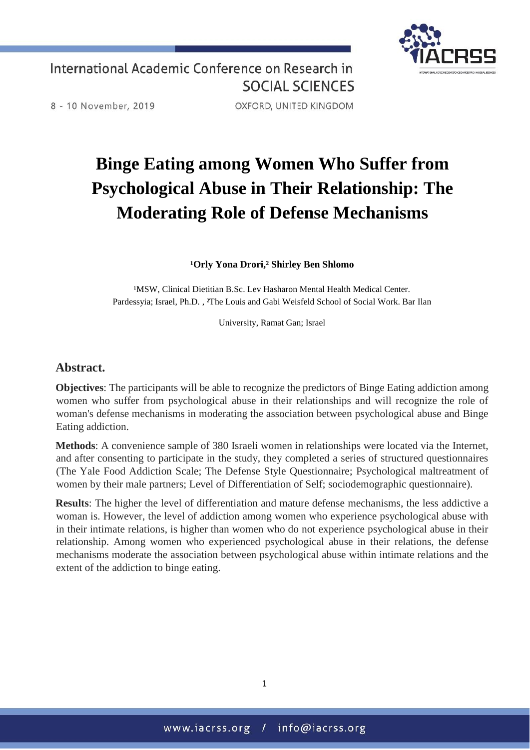# Binge Eating among Women Who Suffer from Psychological Abuse in Their Relationship: The Moderating Role of Defense Mechanisms

**[1]Orly Yona Drori,[2] Shirley Ben Shlomo**

[1]MSW, Clinical Dietitian B.Sc. Lev Hasharon Mental Health Medical Center. Pardessyia; Israel, Ph.D. , [2]The Louis and Gabi Weisfeld School of Social Work. Bar Ilan University, Ramat Gan; Israel

## Abstract.

**Objectives**: The participants will be able to recognize the predictors of Binge Eating addiction among women who suffer from psychological abuse in their relationships and will recognize the role of woman's defense mechanisms in moderating the association between psychological abuse and Binge Eating addiction.

**Methods**: A convenience sample of 380 Israeli women in relationships were located via the Internet, and after consenting to participate in the study, they completed a series of structured questionnaires (The Yale Food Addiction Scale; The Defense Style Questionnaire; Psychological maltreatment of women by their male partners; Level of Differentiation of Self; sociodemographic questionnaire).

**Results**: The higher the level of differentiation and mature defense mechanisms, the less addictive a woman is. However, the level of addiction among women who experience psychological abuse with in their intimate relations, is higher than women who do not experience psychological abuse in their relationship. Among women who experienced psychological abuse in their relations, the defense mechanisms moderate the association between psychological abuse within intimate relations and the extent of the addiction to binge eating.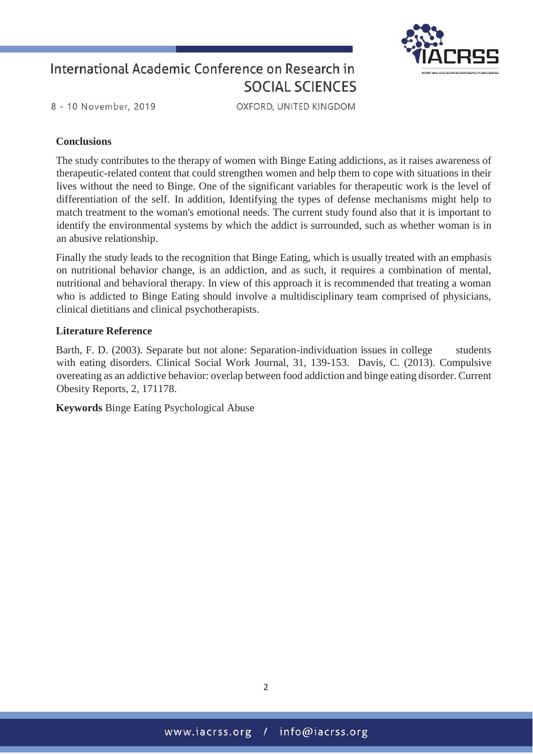**Conclusions**

The study contributes to the therapy of women with Binge Eating addictions, as it raises awareness of therapeutic-related content that could strengthen women and help them to cope with situations in their lives without the need to Binge. One of the significant variables for therapeutic work is the level of differentiation of the self. In addition, Identifying the types of defense mechanisms might help to match treatment to the woman's emotional needs. The current study found also that it is important to identify the environmental systems by which the addict is surrounded, such as whether woman is in an abusive relationship.

Finally the study leads to the recognition that Binge Eating, which is usually treated with an emphasis on nutritional behavior change, is an addiction, and as such, it requires a combination of mental, nutritional and behavioral therapy. In view of this approach it is recommended that treating a woman who is addicted to Binge Eating should involve a multidisciplinary team comprised of physicians, clinical dietitians and clinical psychotherapists.

**Literature Reference**

Barth, F. D. (2003). Separate but not alone: Separation-individuation issues in college students with eating disorders. Clinical Social Work Journal, 31, 139-153. Davis, C. (2013). Compulsive overeating as an addictive behavior: overlap between food addiction and binge eating disorder. Current Obesity Reports, 2, 171178.

**Keywords** Binge Eating Psychological Abuse